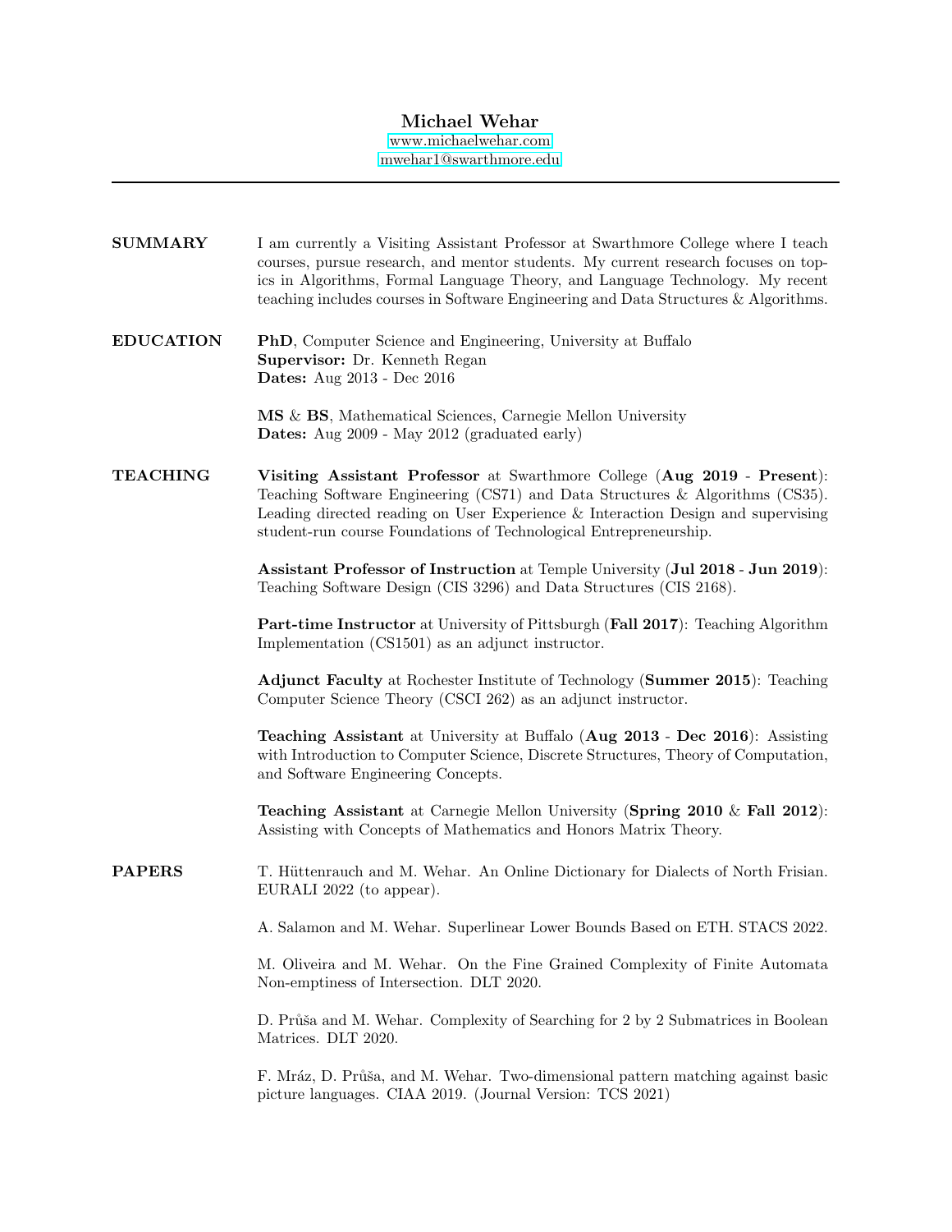# Michael Wehar

www.michaelwehar.com
mwehar1@swarthmore.edu

---

## SUMMARY

I am currently a Visiting Assistant Professor at Swarthmore College where I teach courses, pursue research, and mentor students. My current research focuses on topics in Algorithms, Formal Language Theory, and Language Technology. My recent teaching includes courses in Software Engineering and Data Structures & Algorithms.

## EDUCATION

**PhD**, Computer Science and Engineering, University at Buffalo
**Supervisor:** Dr. Kenneth Regan
**Dates:** Aug 2013 - Dec 2016

**MS** & **BS**, Mathematical Sciences, Carnegie Mellon University
**Dates:** Aug 2009 - May 2012 (graduated early)

## TEACHING

**Visiting Assistant Professor** at Swarthmore College (**Aug 2019** - **Present**): Teaching Software Engineering (CS71) and Data Structures & Algorithms (CS35). Leading directed reading on User Experience & Interaction Design and supervising student-run course Foundations of Technological Entrepreneurship.

**Assistant Professor of Instruction** at Temple University (**Jul 2018** - **Jun 2019**): Teaching Software Design (CIS 3296) and Data Structures (CIS 2168).

**Part-time Instructor** at University of Pittsburgh (**Fall 2017**): Teaching Algorithm Implementation (CS1501) as an adjunct instructor.

**Adjunct Faculty** at Rochester Institute of Technology (**Summer 2015**): Teaching Computer Science Theory (CSCI 262) as an adjunct instructor.

**Teaching Assistant** at University at Buffalo (**Aug 2013** - **Dec 2016**): Assisting with Introduction to Computer Science, Discrete Structures, Theory of Computation, and Software Engineering Concepts.

**Teaching Assistant** at Carnegie Mellon University (**Spring 2010** & **Fall 2012**): Assisting with Concepts of Mathematics and Honors Matrix Theory.

## PAPERS

T. Hüttenrauch and M. Wehar. An Online Dictionary for Dialects of North Frisian. EURALI 2022 (to appear).

A. Salamon and M. Wehar. Superlinear Lower Bounds Based on ETH. STACS 2022.

M. Oliveira and M. Wehar. On the Fine Grained Complexity of Finite Automata Non-emptiness of Intersection. DLT 2020.

D. Průša and M. Wehar. Complexity of Searching for 2 by 2 Submatrices in Boolean Matrices. DLT 2020.

F. Mráz, D. Průša, and M. Wehar. Two-dimensional pattern matching against basic picture languages. CIAA 2019. (Journal Version: TCS 2021)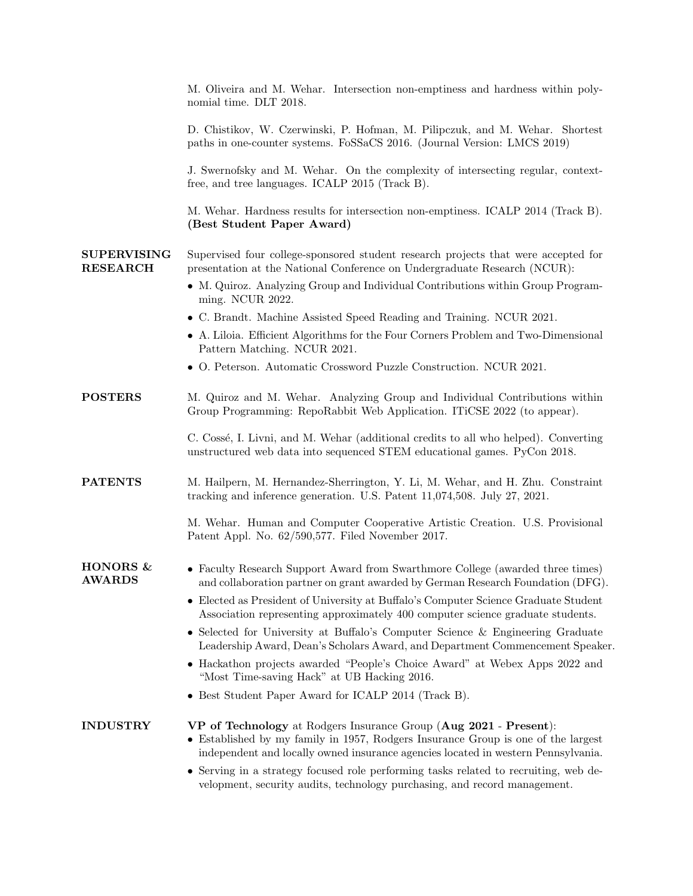M. Oliveira and M. Wehar. Intersection non-emptiness and hardness within polynomial time. DLT 2018.

D. Chistikov, W. Czerwinski, P. Hofman, M. Pilipczuk, and M. Wehar. Shortest paths in one-counter systems. FoSSaCS 2016. (Journal Version: LMCS 2019)

J. Swernofsky and M. Wehar. On the complexity of intersecting regular, context-free, and tree languages. ICALP 2015 (Track B).

M. Wehar. Hardness results for intersection non-emptiness. ICALP 2014 (Track B). **(Best Student Paper Award)**

## SUPERVISING RESEARCH

Supervised four college-sponsored student research projects that were accepted for presentation at the National Conference on Undergraduate Research (NCUR):

- M. Quiroz. Analyzing Group and Individual Contributions within Group Programming. NCUR 2022.
- C. Brandt. Machine Assisted Speed Reading and Training. NCUR 2021.
- A. Liloia. Efficient Algorithms for the Four Corners Problem and Two-Dimensional Pattern Matching. NCUR 2021.
- O. Peterson. Automatic Crossword Puzzle Construction. NCUR 2021.

## POSTERS

M. Quiroz and M. Wehar. Analyzing Group and Individual Contributions within Group Programming: RepoRabbit Web Application. ITiCSE 2022 (to appear).

C. Cossé, I. Livni, and M. Wehar (additional credits to all who helped). Converting unstructured web data into sequenced STEM educational games. PyCon 2018.

## PATENTS

M. Hailpern, M. Hernandez-Sherrington, Y. Li, M. Wehar, and H. Zhu. Constraint tracking and inference generation. U.S. Patent 11,074,508. July 27, 2021.

M. Wehar. Human and Computer Cooperative Artistic Creation. U.S. Provisional Patent Appl. No. 62/590,577. Filed November 2017.

## HONORS & AWARDS

- Faculty Research Support Award from Swarthmore College (awarded three times) and collaboration partner on grant awarded by German Research Foundation (DFG).
- Elected as President of University at Buffalo's Computer Science Graduate Student Association representing approximately 400 computer science graduate students.
- Selected for University at Buffalo's Computer Science & Engineering Graduate Leadership Award, Dean's Scholars Award, and Department Commencement Speaker.
- Hackathon projects awarded "People's Choice Award" at Webex Apps 2022 and "Most Time-saving Hack" at UB Hacking 2016.
- Best Student Paper Award for ICALP 2014 (Track B).

## INDUSTRY

**VP of Technology** at Rodgers Insurance Group (**Aug 2021** - **Present**):

- Established by my family in 1957, Rodgers Insurance Group is one of the largest independent and locally owned insurance agencies located in western Pennsylvania.
- Serving in a strategy focused role performing tasks related to recruiting, web development, security audits, technology purchasing, and record management.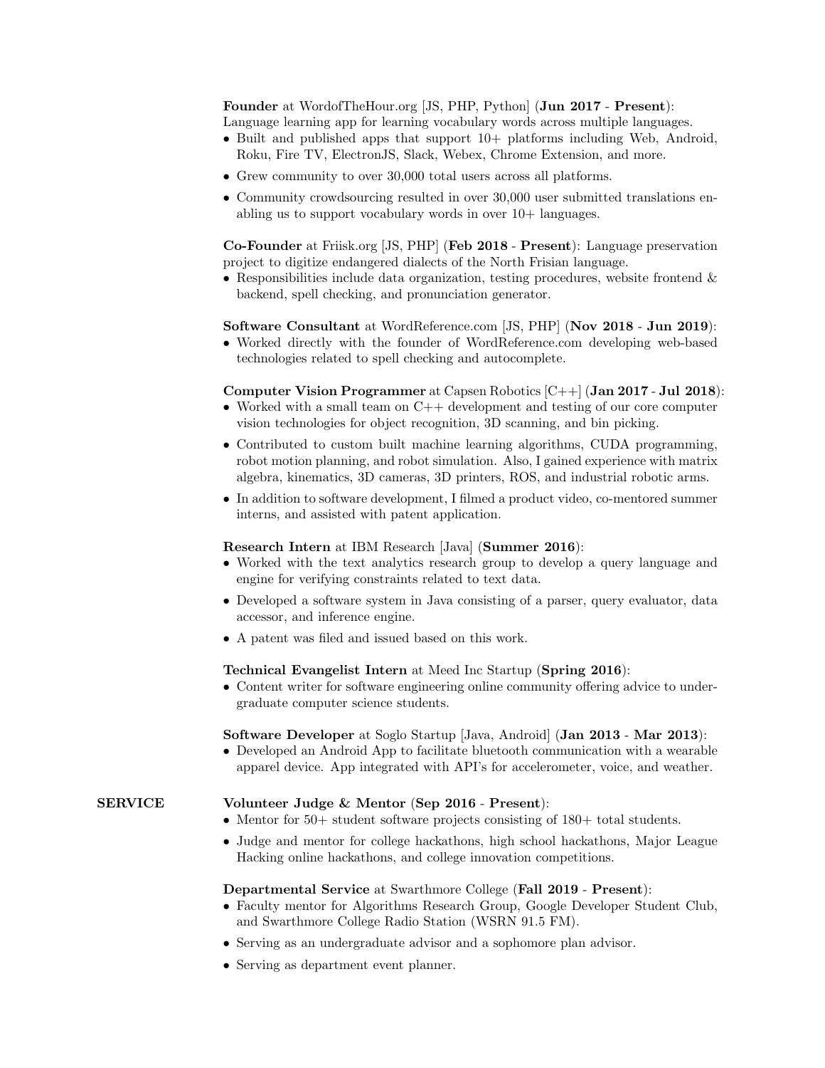**Founder** at WordofTheHour.org [JS, PHP, Python] (**Jun 2017** - **Present**): Language learning app for learning vocabulary words across multiple languages.

- Built and published apps that support 10+ platforms including Web, Android, Roku, Fire TV, ElectronJS, Slack, Webex, Chrome Extension, and more.
- Grew community to over 30,000 total users across all platforms.
- Community crowdsourcing resulted in over 30,000 user submitted translations enabling us to support vocabulary words in over 10+ languages.

**Co-Founder** at Friisk.org [JS, PHP] (**Feb 2018** - **Present**): Language preservation project to digitize endangered dialects of the North Frisian language.

- Responsibilities include data organization, testing procedures, website frontend & backend, spell checking, and pronunciation generator.

**Software Consultant** at WordReference.com [JS, PHP] (**Nov 2018** - **Jun 2019**):

- Worked directly with the founder of WordReference.com developing web-based technologies related to spell checking and autocomplete.

**Computer Vision Programmer** at Capsen Robotics [C++] (**Jan 2017** - **Jul 2018**):

- Worked with a small team on C++ development and testing of our core computer vision technologies for object recognition, 3D scanning, and bin picking.
- Contributed to custom built machine learning algorithms, CUDA programming, robot motion planning, and robot simulation. Also, I gained experience with matrix algebra, kinematics, 3D cameras, 3D printers, ROS, and industrial robotic arms.
- In addition to software development, I filmed a product video, co-mentored summer interns, and assisted with patent application.

**Research Intern** at IBM Research [Java] (**Summer 2016**):

- Worked with the text analytics research group to develop a query language and engine for verifying constraints related to text data.
- Developed a software system in Java consisting of a parser, query evaluator, data accessor, and inference engine.
- A patent was filed and issued based on this work.

**Technical Evangelist Intern** at Meed Inc Startup (**Spring 2016**):

- Content writer for software engineering online community offering advice to undergraduate computer science students.

**Software Developer** at Soglo Startup [Java, Android] (**Jan 2013** - **Mar 2013**):

- Developed an Android App to facilitate bluetooth communication with a wearable apparel device. App integrated with API's for accelerometer, voice, and weather.

## SERVICE

**Volunteer Judge & Mentor** (**Sep 2016** - **Present**):

- Mentor for 50+ student software projects consisting of 180+ total students.
- Judge and mentor for college hackathons, high school hackathons, Major League Hacking online hackathons, and college innovation competitions.

**Departmental Service** at Swarthmore College (**Fall 2019** - **Present**):

- Faculty mentor for Algorithms Research Group, Google Developer Student Club, and Swarthmore College Radio Station (WSRN 91.5 FM).
- Serving as an undergraduate advisor and a sophomore plan advisor.
- Serving as department event planner.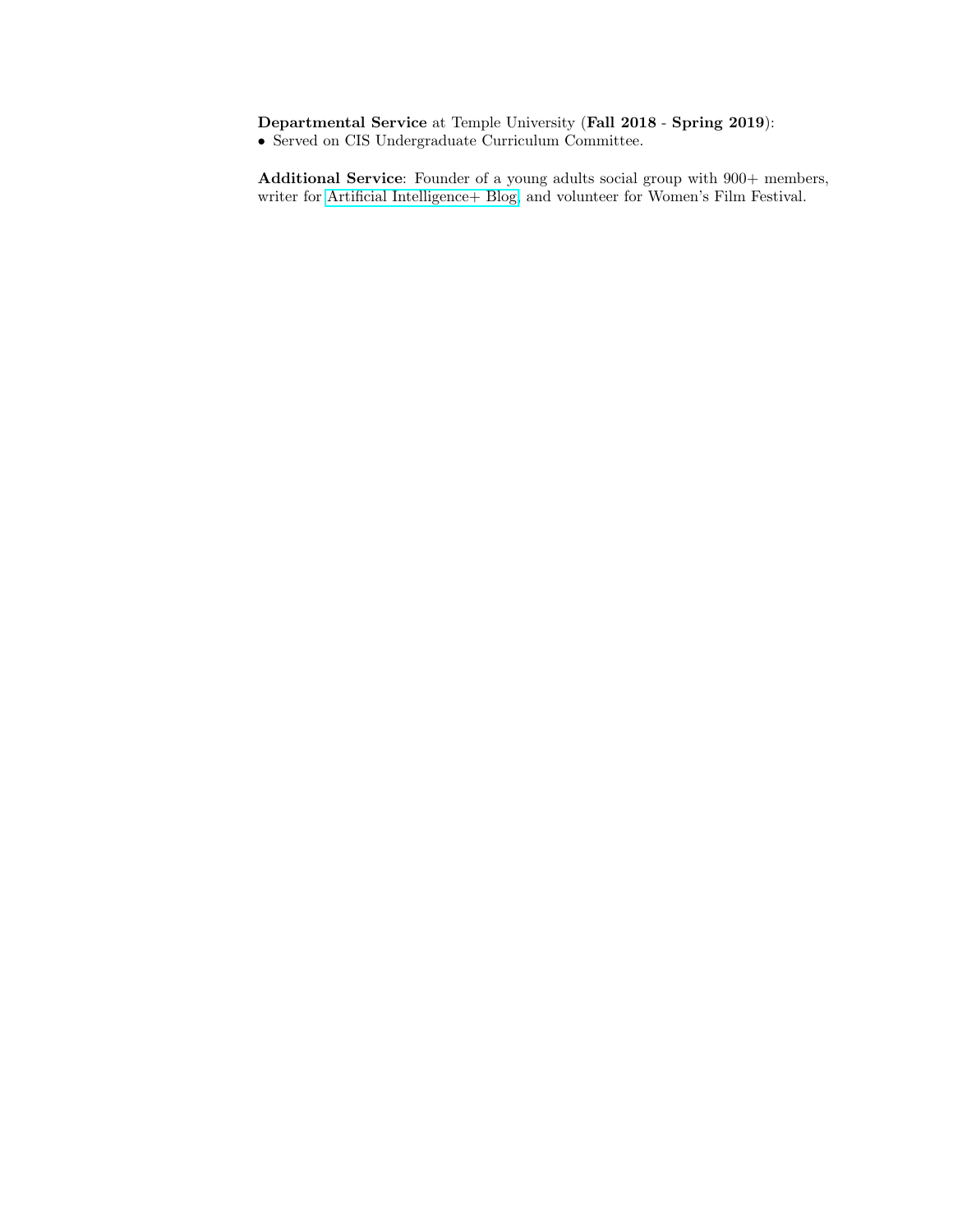**Departmental Service** at Temple University (**Fall 2018** - **Spring 2019**):

- Served on CIS Undergraduate Curriculum Committee.

**Additional Service**: Founder of a young adults social group with 900+ members, writer for Artificial Intelligence+ Blog, and volunteer for Women's Film Festival.